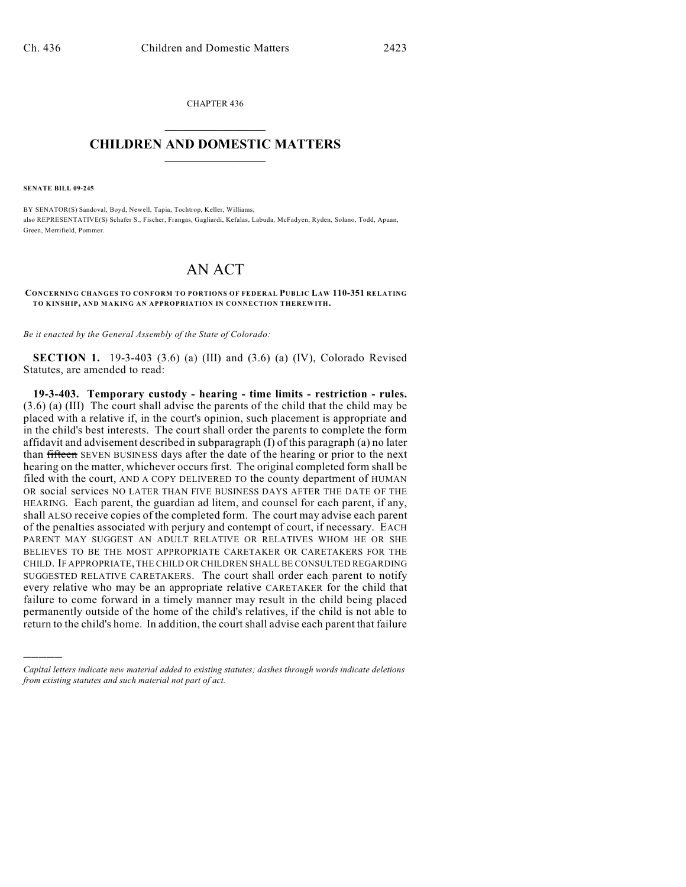CHAPTER 436

# CHILDREN AND DOMESTIC MATTERS

**SENATE BILL 09-245**

BY SENATOR(S) Sandoval, Boyd, Newell, Tapia, Tochtrop, Keller, Williams;
also REPRESENTATIVE(S) Schafer S., Fischer, Frangas, Gagliardi, Kefalas, Labuda, McFadyen, Ryden, Solano, Todd, Apuan, Green, Merrifield, Pommer.

# AN ACT

**CONCERNING CHANGES TO CONFORM TO PORTIONS OF FEDERAL PUBLIC LAW 110-351 RELATING TO KINSHIP, AND MAKING AN APPROPRIATION IN CONNECTION THEREWITH.**

*Be it enacted by the General Assembly of the State of Colorado:*

**SECTION 1.** 19-3-403 (3.6) (a) (III) and (3.6) (a) (IV), Colorado Revised Statutes, are amended to read:

**19-3-403. Temporary custody - hearing - time limits - restriction - rules.** (3.6) (a) (III) The court shall advise the parents of the child that the child may be placed with a relative if, in the court's opinion, such placement is appropriate and in the child's best interests. The court shall order the parents to complete the form affidavit and advisement described in subparagraph (I) of this paragraph (a) no later than ~~fifteen~~ SEVEN BUSINESS days after the date of the hearing or prior to the next hearing on the matter, whichever occurs first. The original completed form shall be filed with the court, AND A COPY DELIVERED TO the county department of HUMAN OR social services NO LATER THAN FIVE BUSINESS DAYS AFTER THE DATE OF THE HEARING. Each parent, the guardian ad litem, and counsel for each parent, if any, shall ALSO receive copies of the completed form. The court may advise each parent of the penalties associated with perjury and contempt of court, if necessary. EACH PARENT MAY SUGGEST AN ADULT RELATIVE OR RELATIVES WHOM HE OR SHE BELIEVES TO BE THE MOST APPROPRIATE CARETAKER OR CARETAKERS FOR THE CHILD. IF APPROPRIATE, THE CHILD OR CHILDREN SHALL BE CONSULTED REGARDING SUGGESTED RELATIVE CARETAKERS. The court shall order each parent to notify every relative who may be an appropriate relative CARETAKER for the child that failure to come forward in a timely manner may result in the child being placed permanently outside of the home of the child's relatives, if the child is not able to return to the child's home. In addition, the court shall advise each parent that failure

*Capital letters indicate new material added to existing statutes; dashes through words indicate deletions from existing statutes and such material not part of act.*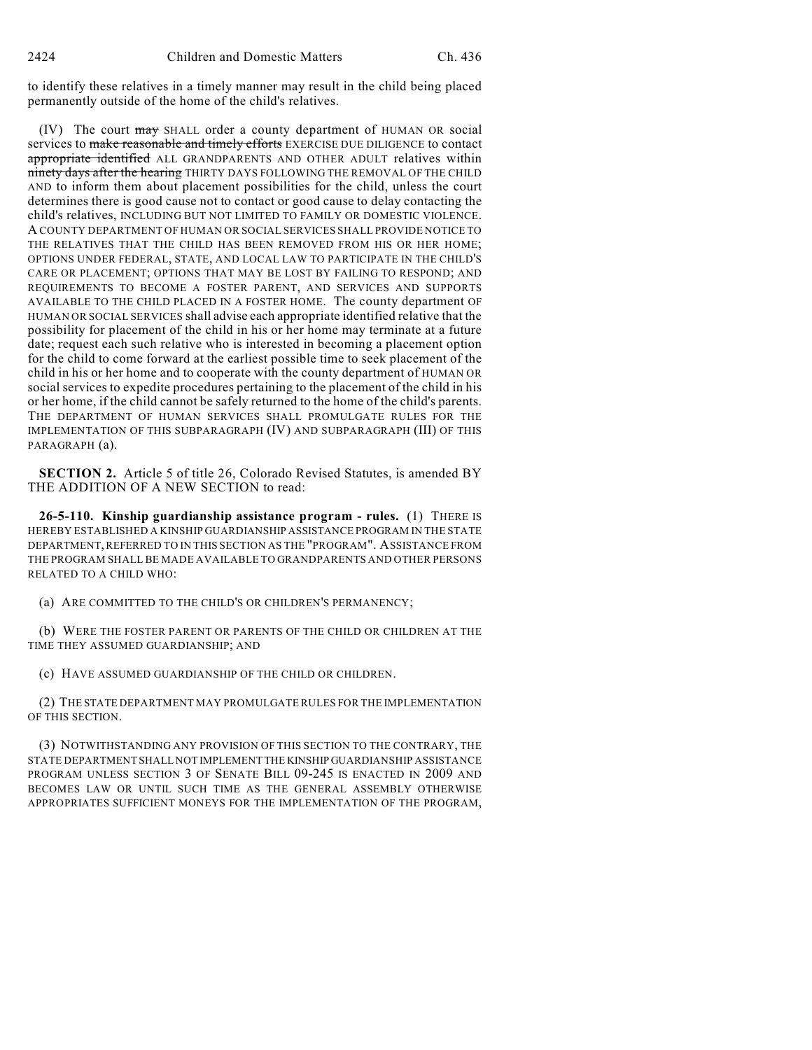to identify these relatives in a timely manner may result in the child being placed permanently outside of the home of the child's relatives.

(IV) The court ~~may~~ SHALL order a county department of HUMAN OR social services to ~~make reasonable and timely efforts~~ EXERCISE DUE DILIGENCE to contact ~~appropriate identified~~ ALL GRANDPARENTS AND OTHER ADULT relatives within ~~ninety days after the hearing~~ THIRTY DAYS FOLLOWING THE REMOVAL OF THE CHILD AND to inform them about placement possibilities for the child, unless the court determines there is good cause not to contact or good cause to delay contacting the child's relatives, INCLUDING BUT NOT LIMITED TO FAMILY OR DOMESTIC VIOLENCE. A COUNTY DEPARTMENT OF HUMAN OR SOCIAL SERVICES SHALL PROVIDE NOTICE TO THE RELATIVES THAT THE CHILD HAS BEEN REMOVED FROM HIS OR HER HOME; OPTIONS UNDER FEDERAL, STATE, AND LOCAL LAW TO PARTICIPATE IN THE CHILD'S CARE OR PLACEMENT; OPTIONS THAT MAY BE LOST BY FAILING TO RESPOND; AND REQUIREMENTS TO BECOME A FOSTER PARENT, AND SERVICES AND SUPPORTS AVAILABLE TO THE CHILD PLACED IN A FOSTER HOME. The county department OF HUMAN OR SOCIAL SERVICES shall advise each appropriate identified relative that the possibility for placement of the child in his or her home may terminate at a future date; request each such relative who is interested in becoming a placement option for the child to come forward at the earliest possible time to seek placement of the child in his or her home and to cooperate with the county department of HUMAN OR social services to expedite procedures pertaining to the placement of the child in his or her home, if the child cannot be safely returned to the home of the child's parents. THE DEPARTMENT OF HUMAN SERVICES SHALL PROMULGATE RULES FOR THE IMPLEMENTATION OF THIS SUBPARAGRAPH (IV) AND SUBPARAGRAPH (III) OF THIS PARAGRAPH (a).

**SECTION 2.** Article 5 of title 26, Colorado Revised Statutes, is amended BY THE ADDITION OF A NEW SECTION to read:

**26-5-110. Kinship guardianship assistance program - rules.** (1) THERE IS HEREBY ESTABLISHED A KINSHIP GUARDIANSHIP ASSISTANCE PROGRAM IN THE STATE DEPARTMENT, REFERRED TO IN THIS SECTION AS THE "PROGRAM". ASSISTANCE FROM THE PROGRAM SHALL BE MADE AVAILABLE TO GRANDPARENTS AND OTHER PERSONS RELATED TO A CHILD WHO:

(a) ARE COMMITTED TO THE CHILD'S OR CHILDREN'S PERMANENCY;

(b) WERE THE FOSTER PARENT OR PARENTS OF THE CHILD OR CHILDREN AT THE TIME THEY ASSUMED GUARDIANSHIP; AND

(c) HAVE ASSUMED GUARDIANSHIP OF THE CHILD OR CHILDREN.

(2) THE STATE DEPARTMENT MAY PROMULGATE RULES FOR THE IMPLEMENTATION OF THIS SECTION.

(3) NOTWITHSTANDING ANY PROVISION OF THIS SECTION TO THE CONTRARY, THE STATE DEPARTMENT SHALL NOT IMPLEMENT THE KINSHIP GUARDIANSHIP ASSISTANCE PROGRAM UNLESS SECTION 3 OF SENATE BILL 09-245 IS ENACTED IN 2009 AND BECOMES LAW OR UNTIL SUCH TIME AS THE GENERAL ASSEMBLY OTHERWISE APPROPRIATES SUFFICIENT MONEYS FOR THE IMPLEMENTATION OF THE PROGRAM,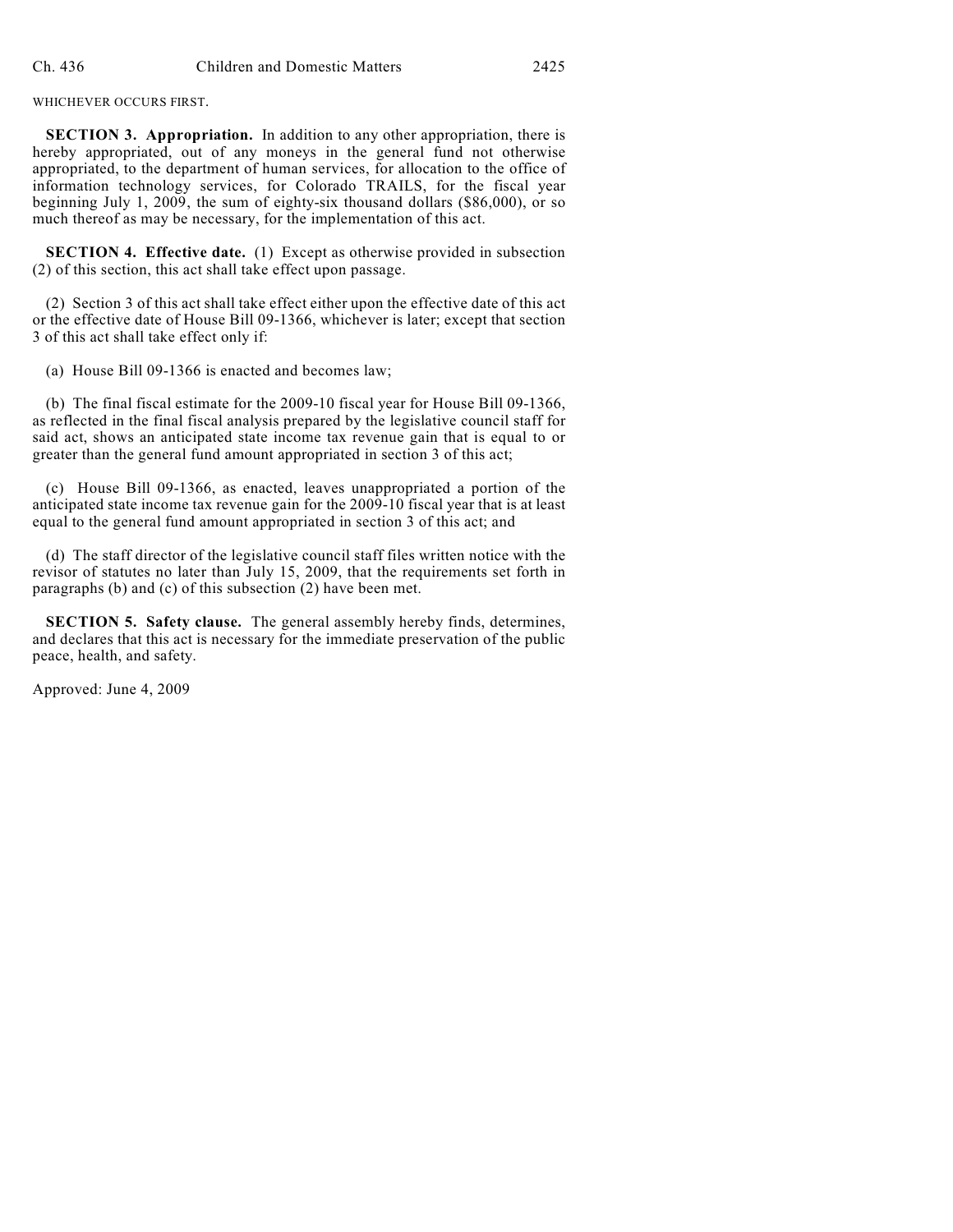WHICHEVER OCCURS FIRST.

**SECTION 3. Appropriation.** In addition to any other appropriation, there is hereby appropriated, out of any moneys in the general fund not otherwise appropriated, to the department of human services, for allocation to the office of information technology services, for Colorado TRAILS, for the fiscal year beginning July 1, 2009, the sum of eighty-six thousand dollars ($86,000), or so much thereof as may be necessary, for the implementation of this act.

**SECTION 4. Effective date.** (1) Except as otherwise provided in subsection (2) of this section, this act shall take effect upon passage.

(2) Section 3 of this act shall take effect either upon the effective date of this act or the effective date of House Bill 09-1366, whichever is later; except that section 3 of this act shall take effect only if:

(a) House Bill 09-1366 is enacted and becomes law;

(b) The final fiscal estimate for the 2009-10 fiscal year for House Bill 09-1366, as reflected in the final fiscal analysis prepared by the legislative council staff for said act, shows an anticipated state income tax revenue gain that is equal to or greater than the general fund amount appropriated in section 3 of this act;

(c) House Bill 09-1366, as enacted, leaves unappropriated a portion of the anticipated state income tax revenue gain for the 2009-10 fiscal year that is at least equal to the general fund amount appropriated in section 3 of this act; and

(d) The staff director of the legislative council staff files written notice with the revisor of statutes no later than July 15, 2009, that the requirements set forth in paragraphs (b) and (c) of this subsection (2) have been met.

**SECTION 5. Safety clause.** The general assembly hereby finds, determines, and declares that this act is necessary for the immediate preservation of the public peace, health, and safety.

Approved: June 4, 2009